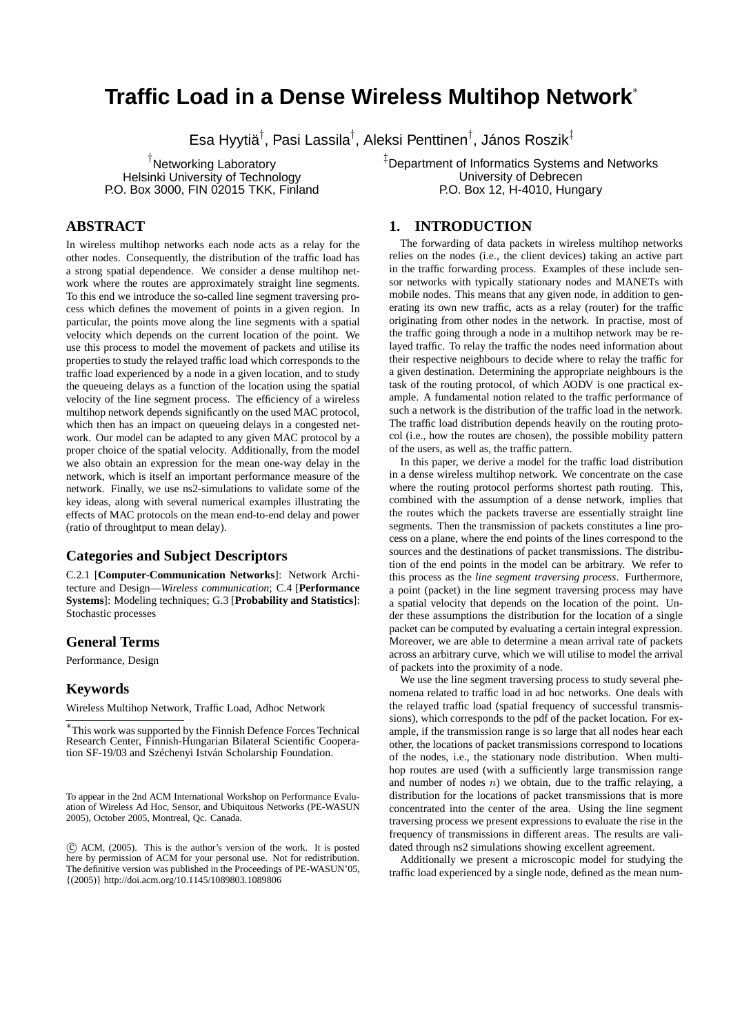# Traffic Load in a Dense Wireless Multihop Network*

Esa Hyytiä[†], Pasi Lassila[†], Aleksi Penttinen[†], János Roszik[‡]

[†]Networking Laboratory
Helsinki University of Technology
P.O. Box 3000, FIN 02015 TKK, Finland

[‡]Department of Informatics Systems and Networks
University of Debrecen
P.O. Box 12, H-4010, Hungary

## ABSTRACT

In wireless multihop networks each node acts as a relay for the other nodes. Consequently, the distribution of the traffic load has a strong spatial dependence. We consider a dense multihop network where the routes are approximately straight line segments. To this end we introduce the so-called line segment traversing process which defines the movement of points in a given region. In particular, the points move along the line segments with a spatial velocity which depends on the current location of the point. We use this process to model the movement of packets and utilise its properties to study the relayed traffic load which corresponds to the traffic load experienced by a node in a given location, and to study the queueing delays as a function of the location using the spatial velocity of the line segment process. The efficiency of a wireless multihop network depends significantly on the used MAC protocol, which then has an impact on queueing delays in a congested network. Our model can be adapted to any given MAC protocol by a proper choice of the spatial velocity. Additionally, from the model we also obtain an expression for the mean one-way delay in the network, which is itself an important performance measure of the network. Finally, we use ns2-simulations to validate some of the key ideas, along with several numerical examples illustrating the effects of MAC protocols on the mean end-to-end delay and power (ratio of throughtput to mean delay).

### Categories and Subject Descriptors

C.2.1 [**Computer-Communication Networks**]: Network Architecture and Design—*Wireless communication*; C.4 [**Performance Systems**]: Modeling techniques; G.3 [**Probability and Statistics**]: Stochastic processes

### General Terms

Performance, Design

### Keywords

Wireless Multihop Network, Traffic Load, Adhoc Network

*This work was supported by the Finnish Defence Forces Technical Research Center, Finnish-Hungarian Bilateral Scientific Cooperation SF-19/03 and Széchenyi István Scholarship Foundation.

To appear in the 2nd ACM International Workshop on Performance Evaluation of Wireless Ad Hoc, Sensor, and Ubiquitous Networks (PE-WASUN 2005), October 2005, Montreal, Qc. Canada.

© ACM, (2005). This is the author's version of the work. It is posted here by permission of ACM for your personal use. Not for redistribution. The definitive version was published in the Proceedings of PE-WASUN'05, {(2005)} http://doi.acm.org/10.1145/1089803.1089806

## 1. INTRODUCTION

The forwarding of data packets in wireless multihop networks relies on the nodes (i.e., the client devices) taking an active part in the traffic forwarding process. Examples of these include sensor networks with typically stationary nodes and MANETs with mobile nodes. This means that any given node, in addition to generating its own new traffic, acts as a relay (router) for the traffic originating from other nodes in the network. In practise, most of the traffic going through a node in a multihop network may be relayed traffic. To relay the traffic the nodes need information about their respective neighbours to decide where to relay the traffic for a given destination. Determining the appropriate neighbours is the task of the routing protocol, of which AODV is one practical example. A fundamental notion related to the traffic performance of such a network is the distribution of the traffic load in the network. The traffic load distribution depends heavily on the routing protocol (i.e., how the routes are chosen), the possible mobility pattern of the users, as well as, the traffic pattern.

In this paper, we derive a model for the traffic load distribution in a dense wireless multihop network. We concentrate on the case where the routing protocol performs shortest path routing. This, combined with the assumption of a dense network, implies that the routes which the packets traverse are essentially straight line segments. Then the transmission of packets constitutes a line process on a plane, where the end points of the lines correspond to the sources and the destinations of packet transmissions. The distribution of the end points in the model can be arbitrary. We refer to this process as the *line segment traversing process*. Furthermore, a point (packet) in the line segment traversing process may have a spatial velocity that depends on the location of the point. Under these assumptions the distribution for the location of a single packet can be computed by evaluating a certain integral expression. Moreover, we are able to determine a mean arrival rate of packets across an arbitrary curve, which we will utilise to model the arrival of packets into the proximity of a node.

We use the line segment traversing process to study several phenomena related to traffic load in ad hoc networks. One deals with the relayed traffic load (spatial frequency of successful transmissions), which corresponds to the pdf of the packet location. For example, if the transmission range is so large that all nodes hear each other, the locations of packet transmissions correspond to locations of the nodes, i.e., the stationary node distribution. When multihop routes are used (with a sufficiently large transmission range and number of nodes $n$) we obtain, due to the traffic relaying, a distribution for the locations of packet transmissions that is more concentrated into the center of the area. Using the line segment traversing process we present expressions to evaluate the rise in the frequency of transmissions in different areas. The results are validated through ns2 simulations showing excellent agreement.

Additionally we present a microscopic model for studying the traffic load experienced by a single node, defined as the mean num-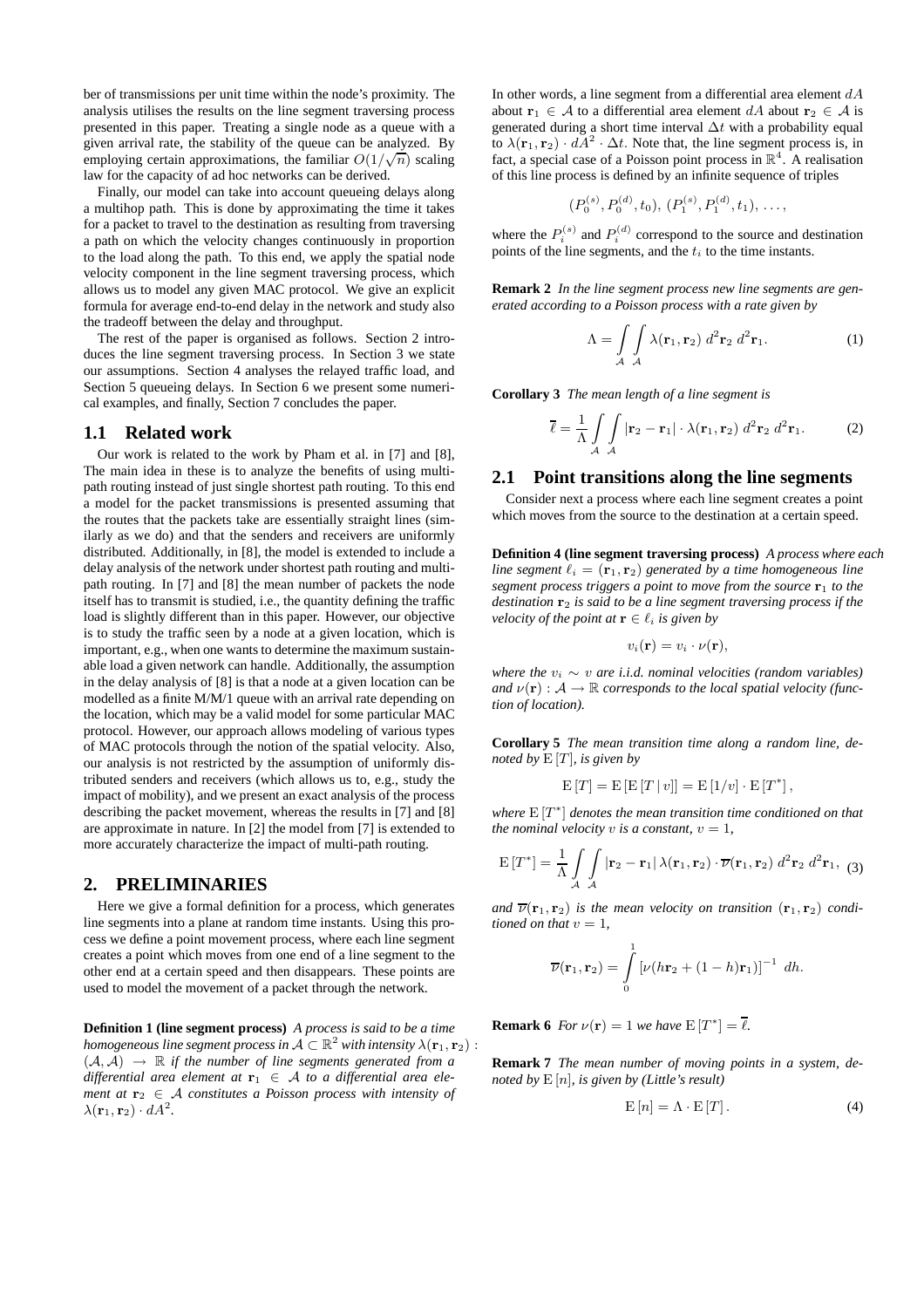ber of transmissions per unit time within the node's proximity. The analysis utilises the results on the line segment traversing process presented in this paper. Treating a single node as a queue with a given arrival rate, the stability of the queue can be analyzed. By employing certain approximations, the familiar $O(1/\sqrt{n})$ scaling law for the capacity of ad hoc networks can be derived.

Finally, our model can take into account queueing delays along a multihop path. This is done by approximating the time it takes for a packet to travel to the destination as resulting from traversing a path on which the velocity changes continuously in proportion to the load along the path. To this end, we apply the spatial node velocity component in the line segment traversing process, which allows us to model any given MAC protocol. We give an explicit formula for average end-to-end delay in the network and study also the tradeoff between the delay and throughput.

The rest of the paper is organised as follows. Section 2 introduces the line segment traversing process. In Section 3 we state our assumptions. Section 4 analyses the relayed traffic load, and Section 5 queueing delays. In Section 6 we present some numerical examples, and finally, Section 7 concludes the paper.

## 1.1 Related work

Our work is related to the work by Pham et al. in [7] and [8], The main idea in these is to analyze the benefits of using multipath routing instead of just single shortest path routing. To this end a model for the packet transmissions is presented assuming that the routes that the packets take are essentially straight lines (similarly as we do) and that the senders and receivers are uniformly distributed. Additionally, in [8], the model is extended to include a delay analysis of the network under shortest path routing and multipath routing. In [7] and [8] the mean number of packets the node itself has to transmit is studied, i.e., the quantity defining the traffic load is slightly different than in this paper. However, our objective is to study the traffic seen by a node at a given location, which is important, e.g., when one wants to determine the maximum sustainable load a given network can handle. Additionally, the assumption in the delay analysis of [8] is that a node at a given location can be modelled as a finite M/M/1 queue with an arrival rate depending on the location, which may be a valid model for some particular MAC protocol. However, our approach allows modeling of various types of MAC protocols through the notion of the spatial velocity. Also, our analysis is not restricted by the assumption of uniformly distributed senders and receivers (which allows us to, e.g., study the impact of mobility), and we present an exact analysis of the process describing the packet movement, whereas the results in [7] and [8] are approximate in nature. In [2] the model from [7] is extended to more accurately characterize the impact of multi-path routing.

# 2. PRELIMINARIES

Here we give a formal definition for a process, which generates line segments into a plane at random time instants. Using this process we define a point movement process, where each line segment creates a point which moves from one end of a line segment to the other end at a certain speed and then disappears. These points are used to model the movement of a packet through the network.

**Definition 1 (line segment process)** *A process is said to be a time homogeneous line segment process in $\mathcal{A} \subset \mathbb{R}^2$ with intensity $\lambda(\mathbf{r}_1, \mathbf{r}_2) : (\mathcal{A}, \mathcal{A}) \rightarrow \mathbb{R}$ if the number of line segments generated from a differential area element at $\mathbf{r}_1 \in \mathcal{A}$ to a differential area element at $\mathbf{r}_2 \in \mathcal{A}$ constitutes a Poisson process with intensity of $\lambda(\mathbf{r}_1, \mathbf{r}_2) \cdot dA^2$.*

In other words, a line segment from a differential area element $dA$ about $\mathbf{r}_1 \in \mathcal{A}$ to a differential area element $dA$ about $\mathbf{r}_2 \in \mathcal{A}$ is generated during a short time interval $\Delta t$ with a probability equal to $\lambda(\mathbf{r}_1, \mathbf{r}_2) \cdot dA^2 \cdot \Delta t$. Note that, the line segment process is, in fact, a special case of a Poisson point process in $\mathbb{R}^4$. A realisation of this line process is defined by an infinite sequence of triples

$$(P_0^{(s)}, P_0^{(d)}, t_0),\ (P_1^{(s)}, P_1^{(d)}, t_1),\ \ldots,$$

where the $P_i^{(s)}$ and $P_i^{(d)}$ correspond to the source and destination points of the line segments, and the $t_i$ to the time instants.

**Remark 2** *In the line segment process new line segments are generated according to a Poisson process with a rate given by*

$$\Lambda = \int_{\mathcal{A}} \int_{\mathcal{A}} \lambda(\mathbf{r}_1, \mathbf{r}_2)\ d^2\mathbf{r}_2\ d^2\mathbf{r}_1. \tag{1}$$

**Corollary 3** *The mean length of a line segment is*

$$\overline{\ell} = \frac{1}{\Lambda} \int_{\mathcal{A}} \int_{\mathcal{A}} |\mathbf{r}_2 - \mathbf{r}_1| \cdot \lambda(\mathbf{r}_1, \mathbf{r}_2)\ d^2\mathbf{r}_2\ d^2\mathbf{r}_1. \tag{2}$$

## 2.1 Point transitions along the line segments

Consider next a process where each line segment creates a point which moves from the source to the destination at a certain speed.

**Definition 4 (line segment traversing process)** *A process where each line segment $\ell_i = (\mathbf{r}_1, \mathbf{r}_2)$ generated by a time homogeneous line segment process triggers a point to move from the source $\mathbf{r}_1$ to the destination $\mathbf{r}_2$ is said to be a line segment traversing process if the velocity of the point at $\mathbf{r} \in \ell_i$ is given by*

$$v_i(\mathbf{r}) = v_i \cdot \nu(\mathbf{r}),$$

*where the $v_i \sim v$ are i.i.d. nominal velocities (random variables) and $\nu(\mathbf{r}) : \mathcal{A} \rightarrow \mathbb{R}$ corresponds to the local spatial velocity (function of location).*

**Corollary 5** *The mean transition time along a random line, denoted by $\mathrm{E}[T]$, is given by*

$$\mathrm{E}[T] = \mathrm{E}[\mathrm{E}[T \mid v]] = \mathrm{E}[1/v] \cdot \mathrm{E}[T^*],$$

*where $\mathrm{E}[T^*]$ denotes the mean transition time conditioned on that the nominal velocity $v$ is a constant, $v = 1$,*

$$\mathrm{E}[T^*] = \frac{1}{\Lambda} \int_{\mathcal{A}} \int_{\mathcal{A}} |\mathbf{r}_2 - \mathbf{r}_1|\, \lambda(\mathbf{r}_1, \mathbf{r}_2) \cdot \overline{\nu}(\mathbf{r}_1, \mathbf{r}_2)\ d^2\mathbf{r}_2\ d^2\mathbf{r}_1, \tag{3}$$

*and $\overline{\nu}(\mathbf{r}_1, \mathbf{r}_2)$ is the mean velocity on transition $(\mathbf{r}_1, \mathbf{r}_2)$ conditioned on that $v = 1$,*

$$\overline{\nu}(\mathbf{r}_1, \mathbf{r}_2) = \int_0^1 \left[\nu(h\mathbf{r}_2 + (1-h)\mathbf{r}_1)\right]^{-1}\ dh.$$

**Remark 6** *For $\nu(\mathbf{r}) = 1$ we have $\mathrm{E}[T^*] = \overline{\ell}$.*

**Remark 7** *The mean number of moving points in a system, denoted by $\mathrm{E}[n]$, is given by (Little's result)*

$$\mathrm{E}[n] = \Lambda \cdot \mathrm{E}[T]. \tag{4}$$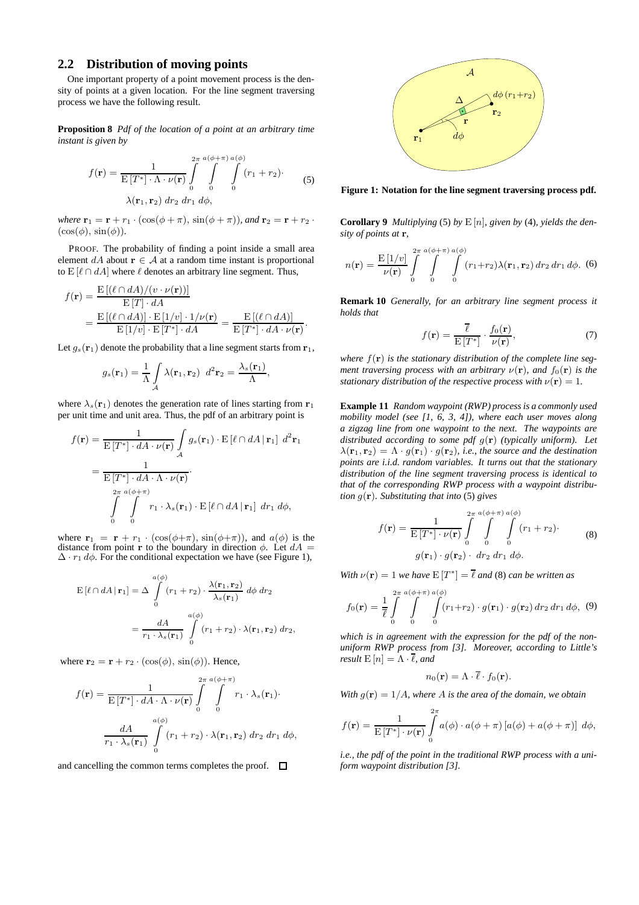## 2.2 Distribution of moving points

One important property of a point movement process is the density of points at a given location. For the line segment traversing process we have the following result.

**Proposition 8** *Pdf of the location of a point at an arbitrary time instant is given by*

$$f(\mathbf{r}) = \frac{1}{\mathrm{E}[T^*] \cdot \Lambda \cdot \nu(\mathbf{r})} \int_0^{2\pi} \int_0^{a(\phi+\pi)} \int_0^{a(\phi)} (r_1 + r_2) \cdot \lambda(\mathbf{r}_1, \mathbf{r}_2) \, dr_2 \, dr_1 \, d\phi, \tag{5}$$

*where* $\mathbf{r}_1 = \mathbf{r} + r_1 \cdot (\cos(\phi+\pi), \sin(\phi+\pi))$*, and* $\mathbf{r}_2 = \mathbf{r} + r_2 \cdot (\cos(\phi), \sin(\phi))$.

PROOF. The probability of finding a point inside a small area element $dA$ about $\mathbf{r} \in \mathcal{A}$ at a random time instant is proportional to $\mathrm{E}[\ell \cap dA]$ where $\ell$ denotes an arbitrary line segment. Thus,

$$\begin{aligned} f(\mathbf{r}) &= \frac{\mathrm{E}[(\ell \cap dA)/(v \cdot \nu(\mathbf{r}))]}{\mathrm{E}[T] \cdot dA} \\ &= \frac{\mathrm{E}[(\ell \cap dA)] \cdot \mathrm{E}[1/v] \cdot 1/\nu(\mathbf{r})}{\mathrm{E}[1/v] \cdot \mathrm{E}[T^*] \cdot dA} = \frac{\mathrm{E}[(\ell \cap dA)]}{\mathrm{E}[T^*] \cdot dA \cdot \nu(\mathbf{r})}. \end{aligned}$$

Let $g_s(\mathbf{r}_1)$ denote the probability that a line segment starts from $\mathbf{r}_1$,

$$g_s(\mathbf{r}_1) = \frac{1}{\Lambda} \int_{\mathcal{A}} \lambda(\mathbf{r}_1, \mathbf{r}_2) \; d^2\mathbf{r}_2 = \frac{\lambda_s(\mathbf{r}_1)}{\Lambda},$$

where $\lambda_s(\mathbf{r}_1)$ denotes the generation rate of lines starting from $\mathbf{r}_1$ per unit time and unit area. Thus, the pdf of an arbitrary point is

$$\begin{aligned} f(\mathbf{r}) &= \frac{1}{\mathrm{E}[T^*] \cdot dA \cdot \nu(\mathbf{r})} \int_{\mathcal{A}} g_s(\mathbf{r}_1) \cdot \mathrm{E}[\ell \cap dA \,|\, \mathbf{r}_1] \; d^2\mathbf{r}_1 \\ &= \frac{1}{\mathrm{E}[T^*] \cdot dA \cdot \Lambda \cdot \nu(\mathbf{r})} \cdot \int_0^{2\pi} \int_0^{a(\phi+\pi)} r_1 \cdot \lambda_s(\mathbf{r}_1) \cdot \mathrm{E}[\ell \cap dA \,|\, \mathbf{r}_1] \; dr_1 \, d\phi, \end{aligned}$$

where $\mathbf{r}_1 = \mathbf{r} + r_1 \cdot (\cos(\phi+\pi), \sin(\phi+\pi))$, and $a(\phi)$ is the distance from point $\mathbf{r}$ to the boundary in direction $\phi$. Let $dA = \Delta \cdot r_1 \, d\phi$. For the conditional expectation we have (see Figure 1),

$$\begin{aligned} \mathrm{E}[\ell \cap dA \,|\, \mathbf{r}_1] &= \Delta \int_0^{a(\phi)} (r_1 + r_2) \cdot \frac{\lambda(\mathbf{r}_1, \mathbf{r}_2)}{\lambda_s(\mathbf{r}_1)} \, d\phi \, dr_2 \\ &= \frac{dA}{r_1 \cdot \lambda_s(\mathbf{r}_1)} \int_0^{a(\phi)} (r_1 + r_2) \cdot \lambda(\mathbf{r}_1, \mathbf{r}_2) \, dr_2, \end{aligned}$$

where $\mathbf{r}_2 = \mathbf{r} + r_2 \cdot (\cos(\phi), \sin(\phi))$. Hence,

$$f(\mathbf{r}) = \frac{1}{\mathrm{E}[T^*] \cdot dA \cdot \Lambda \cdot \nu(\mathbf{r})} \int_0^{2\pi} \int_0^{a(\phi+\pi)} r_1 \cdot \lambda_s(\mathbf{r}_1) \cdot \frac{dA}{r_1 \cdot \lambda_s(\mathbf{r}_1)} \int_0^{a(\phi)} (r_1 + r_2) \cdot \lambda(\mathbf{r}_1, \mathbf{r}_2) \, dr_2 \, dr_1 \, d\phi,$$

and cancelling the common terms completes the proof. □

**Figure 1: Notation for the line segment traversing process pdf.**

**Corollary 9** *Multiplying* (5) *by* $\mathrm{E}[n]$*, given by* (4)*, yields the density of points at* $\mathbf{r}$*,*

$$n(\mathbf{r}) = \frac{\mathrm{E}[1/v]}{\nu(\mathbf{r})} \int_0^{2\pi} \int_0^{a(\phi+\pi)} \int_0^{a(\phi)} (r_1 + r_2) \lambda(\mathbf{r}_1, \mathbf{r}_2) \, dr_2 \, dr_1 \, d\phi. \tag{6}$$

**Remark 10** *Generally, for an arbitrary line segment process it holds that*

$$f(\mathbf{r}) = \frac{\overline{\ell}}{\mathrm{E}[T^*]} \cdot \frac{f_0(\mathbf{r})}{\nu(\mathbf{r})}, \tag{7}$$

*where* $f(\mathbf{r})$ *is the stationary distribution of the complete line segment traversing process with an arbitrary* $\nu(\mathbf{r})$*, and* $f_0(\mathbf{r})$ *is the stationary distribution of the respective process with* $\nu(\mathbf{r}) = 1$.

**Example 11** *Random waypoint (RWP) process is a commonly used mobility model (see [1, 6, 3, 4]), where each user moves along a zigzag line from one waypoint to the next. The waypoints are distributed according to some pdf* $g(\mathbf{r})$ *(typically uniform). Let* $\lambda(\mathbf{r}_1, \mathbf{r}_2) = \Lambda \cdot g(\mathbf{r}_1) \cdot g(\mathbf{r}_2)$*, i.e., the source and the destination points are i.i.d. random variables. It turns out that the stationary distribution of the line segment traversing process is identical to that of the corresponding RWP process with a waypoint distribution* $g(\mathbf{r})$*. Substituting that into* (5) *gives*

$$f(\mathbf{r}) = \frac{1}{\mathrm{E}[T^*] \cdot \nu(\mathbf{r})} \int_0^{2\pi} \int_0^{a(\phi+\pi)} \int_0^{a(\phi)} (r_1 + r_2) \cdot g(\mathbf{r}_1) \cdot g(\mathbf{r}_2) \cdot \, dr_2 \, dr_1 \, d\phi. \tag{8}$$

*With* $\nu(\mathbf{r}) = 1$ *we have* $\mathrm{E}[T^*] = \overline{\ell}$ *and* (8) *can be written as*

$$f_0(\mathbf{r}) = \frac{1}{\overline{\ell}} \int_0^{2\pi} \int_0^{a(\phi+\pi)} \int_0^{a(\phi)} (r_1 + r_2) \cdot g(\mathbf{r}_1) \cdot g(\mathbf{r}_2) \, dr_2 \, dr_1 \, d\phi, \tag{9}$$

*which is in agreement with the expression for the pdf of the non-uniform RWP process from [3]. Moreover, according to Little's result* $\mathrm{E}[n] = \Lambda \cdot \overline{\ell}$*, and*

$$n_0(\mathbf{r}) = \Lambda \cdot \overline{\ell} \cdot f_0(\mathbf{r}).$$

*With* $g(\mathbf{r}) = 1/A$*, where* $A$ *is the area of the domain, we obtain*

$$f(\mathbf{r}) = \frac{1}{\mathrm{E}[T^*] \cdot \nu(\mathbf{r})} \int_0^{2\pi} a(\phi) \cdot a(\phi+\pi) \left[ a(\phi) + a(\phi+\pi) \right] \, d\phi,$$

*i.e., the pdf of the point in the traditional RWP process with a uniform waypoint distribution [3].*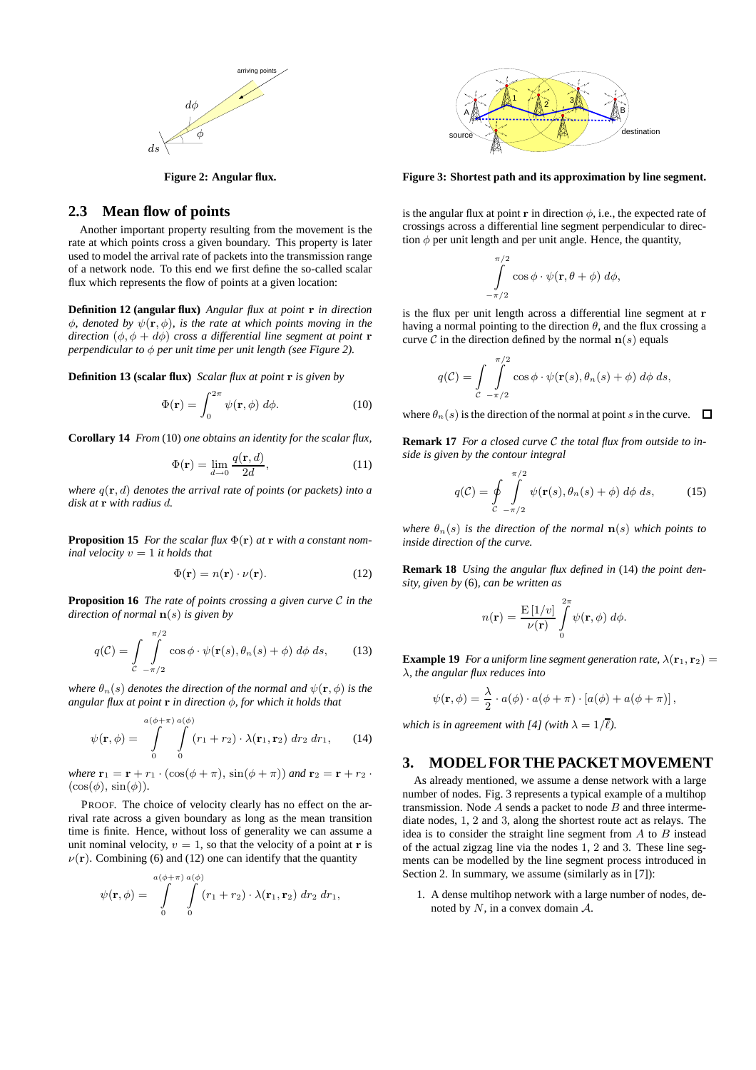Figure 2: Angular flux.

Figure 3: Shortest path and its approximation by line segment.

## 2.3 Mean flow of points

Another important property resulting from the movement is the rate at which points cross a given boundary. This property is later used to model the arrival rate of packets into the transmission range of a network node. To this end we first define the so-called scalar flux which represents the flow of points at a given location:

**Definition 12 (angular flux)** *Angular flux at point* $\mathbf{r}$ *in direction* $\phi$*, denoted by* $\psi(\mathbf{r},\phi)$*, is the rate at which points moving in the direction* $(\phi, \phi + d\phi)$ *cross a differential line segment at point* $\mathbf{r}$ *perpendicular to* $\phi$ *per unit time per unit length (see Figure 2).*

**Definition 13 (scalar flux)** *Scalar flux at point* $\mathbf{r}$ *is given by*

$$\Phi(\mathbf{r}) = \int_0^{2\pi} \psi(\mathbf{r},\phi)\; d\phi. \tag{10}$$

**Corollary 14** *From* (10) *one obtains an identity for the scalar flux,*

$$\Phi(\mathbf{r}) = \lim_{d\to 0} \frac{q(\mathbf{r},d)}{2d}, \tag{11}$$

*where* $q(\mathbf{r},d)$ *denotes the arrival rate of points (or packets) into a disk at* $\mathbf{r}$ *with radius* $d$*.*

**Proposition 15** *For the scalar flux* $\Phi(\mathbf{r})$ *at* $\mathbf{r}$ *with a constant nominal velocity* $v = 1$ *it holds that*

$$\Phi(\mathbf{r}) = n(\mathbf{r}) \cdot \nu(\mathbf{r}). \tag{12}$$

**Proposition 16** *The rate of points crossing a given curve* $\mathcal{C}$ *in the direction of normal* $\mathbf{n}(s)$ *is given by*

$$q(\mathcal{C}) = \int_{\mathcal{C}} \int_{-\pi/2}^{\pi/2} \cos\phi \cdot \psi(\mathbf{r}(s), \theta_n(s)+\phi)\; d\phi\; ds, \tag{13}$$

*where* $\theta_n(s)$ *denotes the direction of the normal and* $\psi(\mathbf{r},\phi)$ *is the angular flux at point* $\mathbf{r}$ *in direction* $\phi$*, for which it holds that*

$$\psi(\mathbf{r},\phi) = \int_0^{a(\phi+\pi)} \int_0^{a(\phi)} (r_1 + r_2)\cdot \lambda(\mathbf{r}_1,\mathbf{r}_2)\; dr_2\; dr_1, \tag{14}$$

*where* $\mathbf{r}_1 = \mathbf{r} + r_1 \cdot (\cos(\phi+\pi),\, \sin(\phi+\pi))$ *and* $\mathbf{r}_2 = \mathbf{r} + r_2 \cdot (\cos(\phi),\, \sin(\phi))$*.*

PROOF. The choice of velocity clearly has no effect on the arrival rate across a given boundary as long as the mean transition time is finite. Hence, without loss of generality we can assume a unit nominal velocity, $v = 1$, so that the velocity of a point at $\mathbf{r}$ is $\nu(\mathbf{r})$. Combining (6) and (12) one can identify that the quantity

$$\psi(\mathbf{r},\phi) = \int_0^{a(\phi+\pi)} \int_0^{a(\phi)} (r_1 + r_2)\cdot \lambda(\mathbf{r}_1,\mathbf{r}_2)\; dr_2\; dr_1,$$

is the angular flux at point $\mathbf{r}$ in direction $\phi$, i.e., the expected rate of crossings across a differential line segment perpendicular to direction $\phi$ per unit length and per unit angle. Hence, the quantity,

$$\int_{-\pi/2}^{\pi/2} \cos\phi \cdot \psi(\mathbf{r}, \theta+\phi)\; d\phi,$$

is the flux per unit length across a differential line segment at $\mathbf{r}$ having a normal pointing to the direction $\theta$, and the flux crossing a curve $\mathcal{C}$ in the direction defined by the normal $\mathbf{n}(s)$ equals

$$q(\mathcal{C}) = \int_{\mathcal{C}} \int_{-\pi/2}^{\pi/2} \cos\phi \cdot \psi(\mathbf{r}(s), \theta_n(s)+\phi)\; d\phi\; ds,$$

where $\theta_n(s)$ is the direction of the normal at point $s$ in the curve. □

**Remark 17** *For a closed curve* $\mathcal{C}$ *the total flux from outside to inside is given by the contour integral*

$$q(\mathcal{C}) = \oint_{\mathcal{C}} \int_{-\pi/2}^{\pi/2} \psi(\mathbf{r}(s), \theta_n(s)+\phi)\; d\phi\; ds, \tag{15}$$

*where* $\theta_n(s)$ *is the direction of the normal* $\mathbf{n}(s)$ *which points to inside direction of the curve.*

**Remark 18** *Using the angular flux defined in* (14) *the point density, given by* (6)*, can be written as*

$$n(\mathbf{r}) = \frac{\mathrm{E}\left[1/v\right]}{\nu(\mathbf{r})} \int_0^{2\pi} \psi(\mathbf{r},\phi)\; d\phi.$$

**Example 19** *For a uniform line segment generation rate,* $\lambda(\mathbf{r}_1,\mathbf{r}_2) = \lambda$*, the angular flux reduces into*

$$\psi(\mathbf{r},\phi) = \frac{\lambda}{2}\cdot a(\phi)\cdot a(\phi+\pi)\cdot\left[a(\phi) + a(\phi+\pi)\right],$$

*which is in agreement with [4] (with* $\lambda = 1/\bar{\ell}$*).*

# 3. MODEL FOR THE PACKET MOVEMENT

As already mentioned, we assume a dense network with a large number of nodes. Fig. 3 represents a typical example of a multihop transmission. Node $A$ sends a packet to node $B$ and three intermediate nodes, 1, 2 and 3, along the shortest route act as relays. The idea is to consider the straight line segment from $A$ to $B$ instead of the actual zigzag line via the nodes 1, 2 and 3. These line segments can be modelled by the line segment process introduced in Section 2. In summary, we assume (similarly as in [7]):

1. A dense multihop network with a large number of nodes, denoted by $N$, in a convex domain $\mathcal{A}$.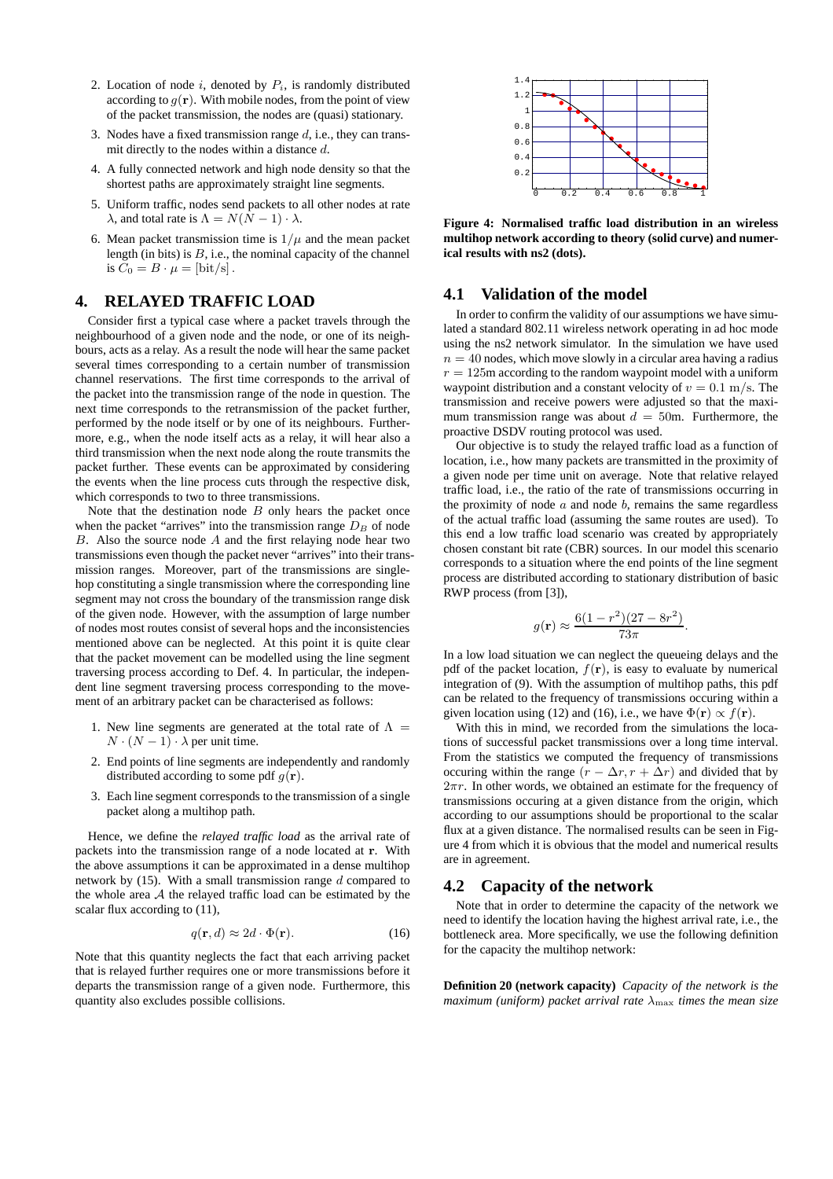2. Location of node $i$, denoted by $P_i$, is randomly distributed according to $g(\mathbf{r})$. With mobile nodes, from the point of view of the packet transmission, the nodes are (quasi) stationary.

3. Nodes have a fixed transmission range $d$, i.e., they can transmit directly to the nodes within a distance $d$.

4. A fully connected network and high node density so that the shortest paths are approximately straight line segments.

5. Uniform traffic, nodes send packets to all other nodes at rate $\lambda$, and total rate is $\Lambda = N(N-1) \cdot \lambda$.

6. Mean packet transmission time is $1/\mu$ and the mean packet length (in bits) is $B$, i.e., the nominal capacity of the channel is $C_0 = B \cdot \mu = [\text{bit/s}]$.

## 4. RELAYED TRAFFIC LOAD

Consider first a typical case where a packet travels through the neighbourhood of a given node and the node, or one of its neighbours, acts as a relay. As a result the node will hear the same packet several times corresponding to a certain number of transmission channel reservations. The first time corresponds to the arrival of the packet into the transmission range of the node in question. The next time corresponds to the retransmission of the packet further, performed by the node itself or by one of its neighbours. Furthermore, e.g., when the node itself acts as a relay, it will hear also a third transmission when the next node along the route transmits the packet further. These events can be approximated by considering the events when the line process cuts through the respective disk, which corresponds to two to three transmissions.

Note that the destination node $B$ only hears the packet once when the packet "arrives" into the transmission range $D_B$ of node $B$. Also the source node $A$ and the first relaying node hear two transmissions even though the packet never "arrives" into their transmission ranges. Moreover, part of the transmissions are single-hop constituting a single transmission where the corresponding line segment may not cross the boundary of the transmission range disk of the given node. However, with the assumption of large number of nodes most routes consist of several hops and the inconsistencies mentioned above can be neglected. At this point it is quite clear that the packet movement can be modelled using the line segment traversing process according to Def. 4. In particular, the independent line segment traversing process corresponding to the movement of an arbitrary packet can be characterised as follows:

1. New line segments are generated at the total rate of $\Lambda = N \cdot (N-1) \cdot \lambda$ per unit time.

2. End points of line segments are independently and randomly distributed according to some pdf $g(\mathbf{r})$.

3. Each line segment corresponds to the transmission of a single packet along a multihop path.

Hence, we define the *relayed traffic load* as the arrival rate of packets into the transmission range of a node located at $\mathbf{r}$. With the above assumptions it can be approximated in a dense multihop network by (15). With a small transmission range $d$ compared to the whole area $\mathcal{A}$ the relayed traffic load can be estimated by the scalar flux according to (11),

$$q(\mathbf{r}, d) \approx 2d \cdot \Phi(\mathbf{r}). \tag{16}$$

Note that this quantity neglects the fact that each arriving packet that is relayed further requires one or more transmissions before it departs the transmission range of a given node. Furthermore, this quantity also excludes possible collisions.

**Figure 4: Normalised traffic load distribution in an wireless multihop network according to theory (solid curve) and numerical results with ns2 (dots).**

### 4.1 Validation of the model

In order to confirm the validity of our assumptions we have simulated a standard 802.11 wireless network operating in ad hoc mode using the ns2 network simulator. In the simulation we have used $n = 40$ nodes, which move slowly in a circular area having a radius $r = 125$m according to the random waypoint model with a uniform waypoint distribution and a constant velocity of $v = 0.1$ m/s. The transmission and receive powers were adjusted so that the maximum transmission range was about $d = 50$m. Furthermore, the proactive DSDV routing protocol was used.

Our objective is to study the relayed traffic load as a function of location, i.e., how many packets are transmitted in the proximity of a given node per time unit on average. Note that relative relayed traffic load, i.e., the ratio of the rate of transmissions occurring in the proximity of node $a$ and node $b$, remains the same regardless of the actual traffic load (assuming the same routes are used). To this end a low traffic load scenario was created by appropriately chosen constant bit rate (CBR) sources. In our model this scenario corresponds to a situation where the end points of the line segment process are distributed according to stationary distribution of basic RWP process (from [3]),

$$g(\mathbf{r}) \approx \frac{6(1-r^2)(27-8r^2)}{73\pi}.$$

In a low load situation we can neglect the queueing delays and the pdf of the packet location, $f(\mathbf{r})$, is easy to evaluate by numerical integration of (9). With the assumption of multihop paths, this pdf can be related to the frequency of transmissions occuring within a given location using (12) and (16), i.e., we have $\Phi(\mathbf{r}) \propto f(\mathbf{r})$.

With this in mind, we recorded from the simulations the locations of successful packet transmissions over a long time interval. From the statistics we computed the frequency of transmissions occuring within the range $(r - \Delta r, r + \Delta r)$ and divided that by $2\pi r$. In other words, we obtained an estimate for the frequency of transmissions occuring at a given distance from the origin, which according to our assumptions should be proportional to the scalar flux at a given distance. The normalised results can be seen in Figure 4 from which it is obvious that the model and numerical results are in agreement.

### 4.2 Capacity of the network

Note that in order to determine the capacity of the network we need to identify the location having the highest arrival rate, i.e., the bottleneck area. More specifically, we use the following definition for the capacity the multihop network:

**Definition 20 (network capacity)** *Capacity of the network is the maximum (uniform) packet arrival rate $\lambda_{\max}$ times the mean size*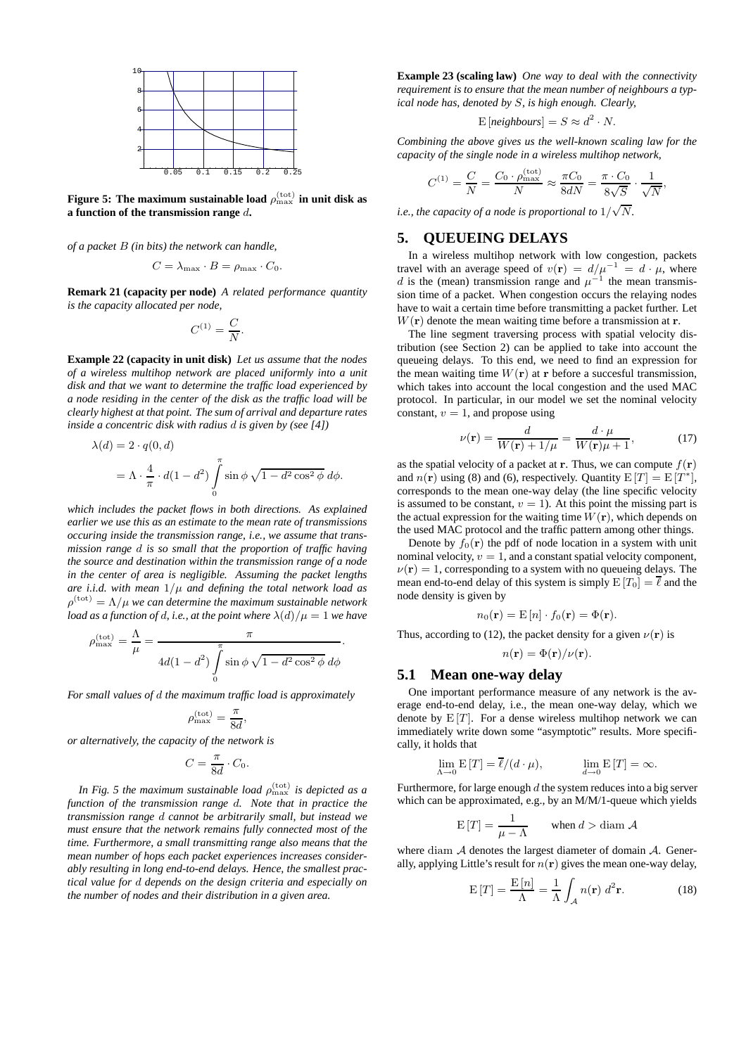Figure 5: The maximum sustainable load $\rho^{(\mathrm{tot})}_{\max}$ in unit disk as a function of the transmission range $d$.

*of a packet $B$ (in bits) the network can handle,*

$$C = \lambda_{\max} \cdot B = \rho_{\max} \cdot C_0.$$

**Remark 21 (capacity per node)** *A related performance quantity is the capacity allocated per node,*

$$C^{(1)} = \frac{C}{N}.$$

**Example 22 (capacity in unit disk)** *Let us assume that the nodes of a wireless multihop network are placed uniformly into a unit disk and that we want to determine the traffic load experienced by a node residing in the center of the disk as the traffic load will be clearly highest at that point. The sum of arrival and departure rates inside a concentric disk with radius $d$ is given by (see [4])*

$$\begin{aligned}\lambda(d) &= 2 \cdot q(0, d) \\ &= \Lambda \cdot \frac{4}{\pi} \cdot d(1-d^2) \int_0^{\pi} \sin\phi \sqrt{1 - d^2 \cos^2\phi}\, d\phi.\end{aligned}$$

*which includes the packet flows in both directions. As explained earlier we use this as an estimate to the mean rate of transmissions occuring inside the transmission range, i.e., we assume that transmission range $d$ is so small that the proportion of traffic having the source and destination within the transmission range of a node in the center of area is negligible. Assuming the packet lengths are i.i.d. with mean $1/\mu$ and defining the total network load as $\rho^{(\mathrm{tot})} = \Lambda/\mu$ we can determine the maximum sustainable network load as a function of $d$, i.e., at the point where $\lambda(d)/\mu = 1$ we have*

$$\rho^{(\mathrm{tot})}_{\max} = \frac{\Lambda}{\mu} = \frac{\pi}{4d(1-d^2)\displaystyle\int_0^{\pi} \sin\phi \sqrt{1 - d^2\cos^2\phi}\, d\phi}.$$

*For small values of $d$ the maximum traffic load is approximately*

$$\rho^{(\mathrm{tot})}_{\max} = \frac{\pi}{8d},$$

*or alternatively, the capacity of the network is*

$$C = \frac{\pi}{8d} \cdot C_0.$$

*In Fig. 5 the maximum sustainable load $\rho^{(\mathrm{tot})}_{\max}$ is depicted as a function of the transmission range $d$. Note that in practice the transmission range $d$ cannot be arbitrarily small, but instead we must ensure that the network remains fully connected most of the time. Furthermore, a small transmitting range also means that the mean number of hops each packet experiences increases considerably resulting in long end-to-end delays. Hence, the smallest practical value for $d$ depends on the design criteria and especially on the number of nodes and their distribution in a given area.*

**Example 23 (scaling law)** *One way to deal with the connectivity requirement is to ensure that the mean number of neighbours a typical node has, denoted by $S$, is high enough. Clearly,*

$$\mathrm{E}[\textit{neighbours}] = S \approx d^2 \cdot N.$$

*Combining the above gives us the well-known scaling law for the capacity of the single node in a wireless multihop network,*

$$C^{(1)} = \frac{C}{N} = \frac{C_0 \cdot \rho^{(\mathrm{tot})}_{\max}}{N} \approx \frac{\pi C_0}{8dN} = \frac{\pi \cdot C_0}{8\sqrt{S}} \cdot \frac{1}{\sqrt{N}},$$

*i.e., the capacity of a node is proportional to $1/\sqrt{N}$.*

## 5. QUEUEING DELAYS

In a wireless multihop network with low congestion, packets travel with an average speed of $v(\mathbf{r}) = d/\mu^{-1} = d \cdot \mu$, where $d$ is the (mean) transmission range and $\mu^{-1}$ the mean transmission time of a packet. When congestion occurs the relaying nodes have to wait a certain time before transmitting a packet further. Let $W(\mathbf{r})$ denote the mean waiting time before a transmission at $\mathbf{r}$.

The line segment traversing process with spatial velocity distribution (see Section 2) can be applied to take into account the queueing delays. To this end, we need to find an expression for the mean waiting time $W(\mathbf{r})$ at $\mathbf{r}$ before a succesful transmission, which takes into account the local congestion and the used MAC protocol. In particular, in our model we set the nominal velocity constant, $v = 1$, and propose using

$$\nu(\mathbf{r}) = \frac{d}{W(\mathbf{r}) + 1/\mu} = \frac{d \cdot \mu}{W(\mathbf{r})\mu + 1}, \tag{17}$$

as the spatial velocity of a packet at $\mathbf{r}$. Thus, we can compute $f(\mathbf{r})$ and $n(\mathbf{r})$ using (8) and (6), respectively. Quantity $\mathrm{E}[T] = \mathrm{E}[T^*]$, corresponds to the mean one-way delay (the line specific velocity is assumed to be constant, $v = 1$). At this point the missing part is the actual expression for the waiting time $W(\mathbf{r})$, which depends on the used MAC protocol and the traffic pattern among other things.

Denote by $f_0(\mathbf{r})$ the pdf of node location in a system with unit nominal velocity, $v = 1$, and a constant spatial velocity component, $\nu(\mathbf{r}) = 1$, corresponding to a system with no queueing delays. The mean end-to-end delay of this system is simply $\mathrm{E}[T_0] = \bar{\ell}$ and the node density is given by

$$n_0(\mathbf{r}) = \mathrm{E}[n] \cdot f_0(\mathbf{r}) = \Phi(\mathbf{r}).$$

Thus, according to (12), the packet density for a given $\nu(\mathbf{r})$ is

$$n(\mathbf{r}) = \Phi(\mathbf{r})/\nu(\mathbf{r}).$$

### 5.1 Mean one-way delay

One important performance measure of any network is the average end-to-end delay, i.e., the mean one-way delay, which we denote by $\mathrm{E}[T]$. For a dense wireless multihop network we can immediately write down some "asymptotic" results. More specifically, it holds that

$$\lim_{\Lambda \to 0} \mathrm{E}[T] = \bar{\ell}/(d \cdot \mu), \qquad \lim_{d \to 0} \mathrm{E}[T] = \infty.$$

Furthermore, for large enough $d$ the system reduces into a big server which can be approximated, e.g., by an M/M/1-queue which yields

$$\mathrm{E}[T] = \frac{1}{\mu - \Lambda} \qquad \text{when } d > \operatorname{diam} \mathcal{A}$$

where $\operatorname{diam} \mathcal{A}$ denotes the largest diameter of domain $\mathcal{A}$. Generally, applying Little's result for $n(\mathbf{r})$ gives the mean one-way delay,

$$\mathrm{E}[T] = \frac{\mathrm{E}[n]}{\Lambda} = \frac{1}{\Lambda} \int_{\mathcal{A}} n(\mathbf{r})\, d^2\mathbf{r}. \tag{18}$$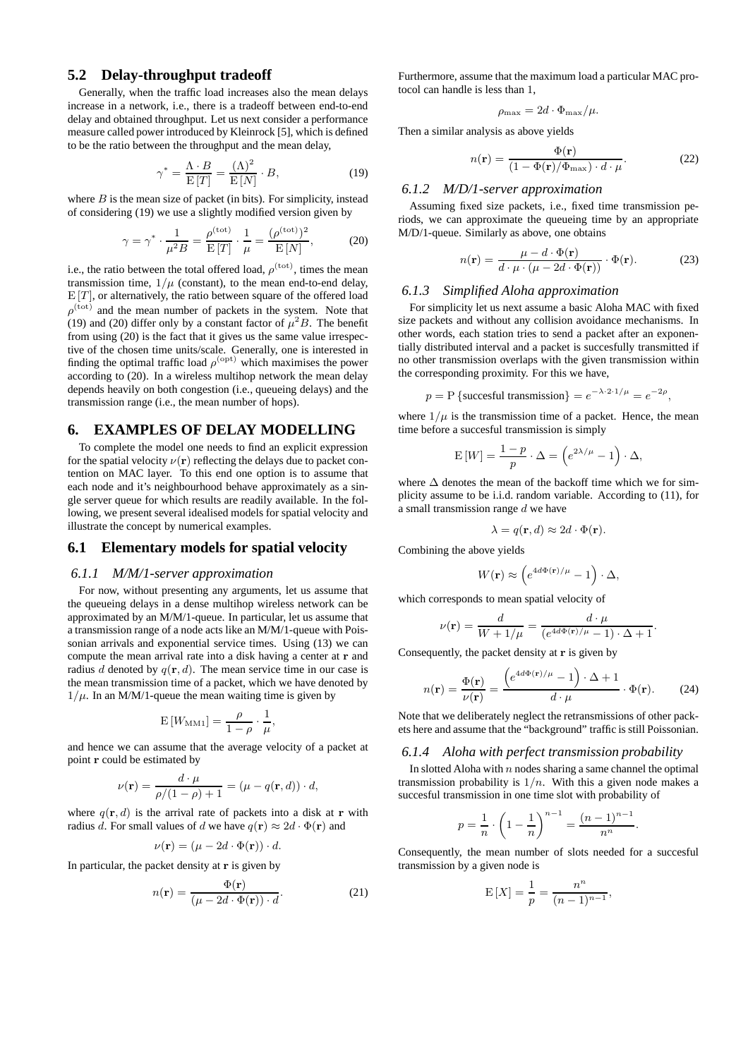## 5.2 Delay-throughput tradeoff

Generally, when the traffic load increases also the mean delays increase in a network, i.e., there is a tradeoff between end-to-end delay and obtained throughput. Let us next consider a performance measure called power introduced by Kleinrock [5], which is defined to be the ratio between the throughput and the mean delay,

$$\gamma^* = \frac{\Lambda \cdot B}{\mathrm{E}[T]} = \frac{(\Lambda)^2}{\mathrm{E}[N]} \cdot B, \tag{19}$$

where $B$ is the mean size of packet (in bits). For simplicity, instead of considering (19) we use a slightly modified version given by

$$\gamma = \gamma^* \cdot \frac{1}{\mu^2 B} = \frac{\rho^{(\text{tot})}}{\mathrm{E}[T]} \cdot \frac{1}{\mu} = \frac{(\rho^{(\text{tot})})^2}{\mathrm{E}[N]}, \tag{20}$$

i.e., the ratio between the total offered load, $\rho^{(\text{tot})}$, times the mean transmission time, $1/\mu$ (constant), to the mean end-to-end delay, $\mathrm{E}[T]$, or alternatively, the ratio between square of the offered load $\rho^{(\text{tot})}$ and the mean number of packets in the system. Note that (19) and (20) differ only by a constant factor of $\mu^2 B$. The benefit from using (20) is the fact that it gives us the same value irrespective of the chosen time units/scale. Generally, one is interested in finding the optimal traffic load $\rho^{(\text{opt})}$ which maximises the power according to (20). In a wireless multihop network the mean delay depends heavily on both congestion (i.e., queueing delays) and the transmission range (i.e., the mean number of hops).

# 6. EXAMPLES OF DELAY MODELLING

To complete the model one needs to find an explicit expression for the spatial velocity $\nu(\mathbf{r})$ reflecting the delays due to packet contention on MAC layer. To this end one option is to assume that each node and it's neighbourhood behave approximately as a single server queue for which results are readily available. In the following, we present several idealised models for spatial velocity and illustrate the concept by numerical examples.

## 6.1 Elementary models for spatial velocity

### *6.1.1 M/M/1-server approximation*

For now, without presenting any arguments, let us assume that the queueing delays in a dense multihop wireless network can be approximated by an M/M/1-queue. In particular, let us assume that a transmission range of a node acts like an M/M/1-queue with Poissonian arrivals and exponential service times. Using (13) we can compute the mean arrival rate into a disk having a center at $\mathbf{r}$ and radius $d$ denoted by $q(\mathbf{r}, d)$. The mean service time in our case is the mean transmission time of a packet, which we have denoted by $1/\mu$. In an M/M/1-queue the mean waiting time is given by

$$\mathrm{E}[W_{\text{MM1}}] = \frac{\rho}{1-\rho} \cdot \frac{1}{\mu},$$

and hence we can assume that the average velocity of a packet at point $\mathbf{r}$ could be estimated by

$$\nu(\mathbf{r}) = \frac{d \cdot \mu}{\rho/(1-\rho) + 1} = (\mu - q(\mathbf{r}, d)) \cdot d,$$

where $q(\mathbf{r}, d)$ is the arrival rate of packets into a disk at $\mathbf{r}$ with radius $d$. For small values of $d$ we have $q(\mathbf{r}) \approx 2d \cdot \Phi(\mathbf{r})$ and

$$\nu(\mathbf{r}) = (\mu - 2d \cdot \Phi(\mathbf{r})) \cdot d.$$

In particular, the packet density at $\mathbf{r}$ is given by

$$n(\mathbf{r}) = \frac{\Phi(\mathbf{r})}{(\mu - 2d \cdot \Phi(\mathbf{r})) \cdot d}. \tag{21}$$

Furthermore, assume that the maximum load a particular MAC protocol can handle is less than 1,

$$\rho_{\max} = 2d \cdot \Phi_{\max}/\mu.$$

Then a similar analysis as above yields

$$n(\mathbf{r}) = \frac{\Phi(\mathbf{r})}{(1 - \Phi(\mathbf{r})/\Phi_{\max}) \cdot d \cdot \mu}. \tag{22}$$

### *6.1.2 M/D/1-server approximation*

Assuming fixed size packets, i.e., fixed time transmission periods, we can approximate the queueing time by an appropriate M/D/1-queue. Similarly as above, one obtains

$$n(\mathbf{r}) = \frac{\mu - d \cdot \Phi(\mathbf{r})}{d \cdot \mu \cdot (\mu - 2d \cdot \Phi(\mathbf{r}))} \cdot \Phi(\mathbf{r}). \tag{23}$$

### *6.1.3 Simplified Aloha approximation*

For simplicity let us next assume a basic Aloha MAC with fixed size packets and without any collision avoidance mechanisms. In other words, each station tries to send a packet after an exponentially distributed interval and a packet is succesfully transmitted if no other transmission overlaps with the given transmission within the corresponding proximity. For this we have,

$$p = \mathrm{P}\{\text{succesful transmission}\} = e^{-\lambda \cdot 2 \cdot 1/\mu} = e^{-2\rho},$$

where $1/\mu$ is the transmission time of a packet. Hence, the mean time before a succesful transmission is simply

$$\mathrm{E}[W] = \frac{1-p}{p} \cdot \Delta = \left(e^{2\lambda/\mu} - 1\right) \cdot \Delta,$$

where $\Delta$ denotes the mean of the backoff time which we for simplicity assume to be i.i.d. random variable. According to (11), for a small transmission range $d$ we have

$$\lambda = q(\mathbf{r}, d) \approx 2d \cdot \Phi(\mathbf{r}).$$

Combining the above yields

$$W(\mathbf{r}) \approx \left(e^{4d\Phi(\mathbf{r})/\mu} - 1\right) \cdot \Delta,$$

which corresponds to mean spatial velocity of

$$\nu(\mathbf{r}) = \frac{d}{W + 1/\mu} = \frac{d \cdot \mu}{(e^{4d\Phi(\mathbf{r})/\mu} - 1) \cdot \Delta + 1}.$$

Consequently, the packet density at $\mathbf{r}$ is given by

$$n(\mathbf{r}) = \frac{\Phi(\mathbf{r})}{\nu(\mathbf{r})} = \frac{\left(e^{4d\Phi(\mathbf{r})/\mu} - 1\right) \cdot \Delta + 1}{d \cdot \mu} \cdot \Phi(\mathbf{r}). \tag{24}$$

Note that we deliberately neglect the retransmissions of other packets here and assume that the "background" traffic is still Poissonian.

### *6.1.4 Aloha with perfect transmission probability*

In slotted Aloha with $n$ nodes sharing a same channel the optimal transmission probability is $1/n$. With this a given node makes a succesful transmission in one time slot with probability of

$$p = \frac{1}{n} \cdot \left(1 - \frac{1}{n}\right)^{n-1} = \frac{(n-1)^{n-1}}{n^n}.$$

Consequently, the mean number of slots needed for a succesful transmission by a given node is

$$\mathrm{E}[X] = \frac{1}{p} = \frac{n^n}{(n-1)^{n-1}},$$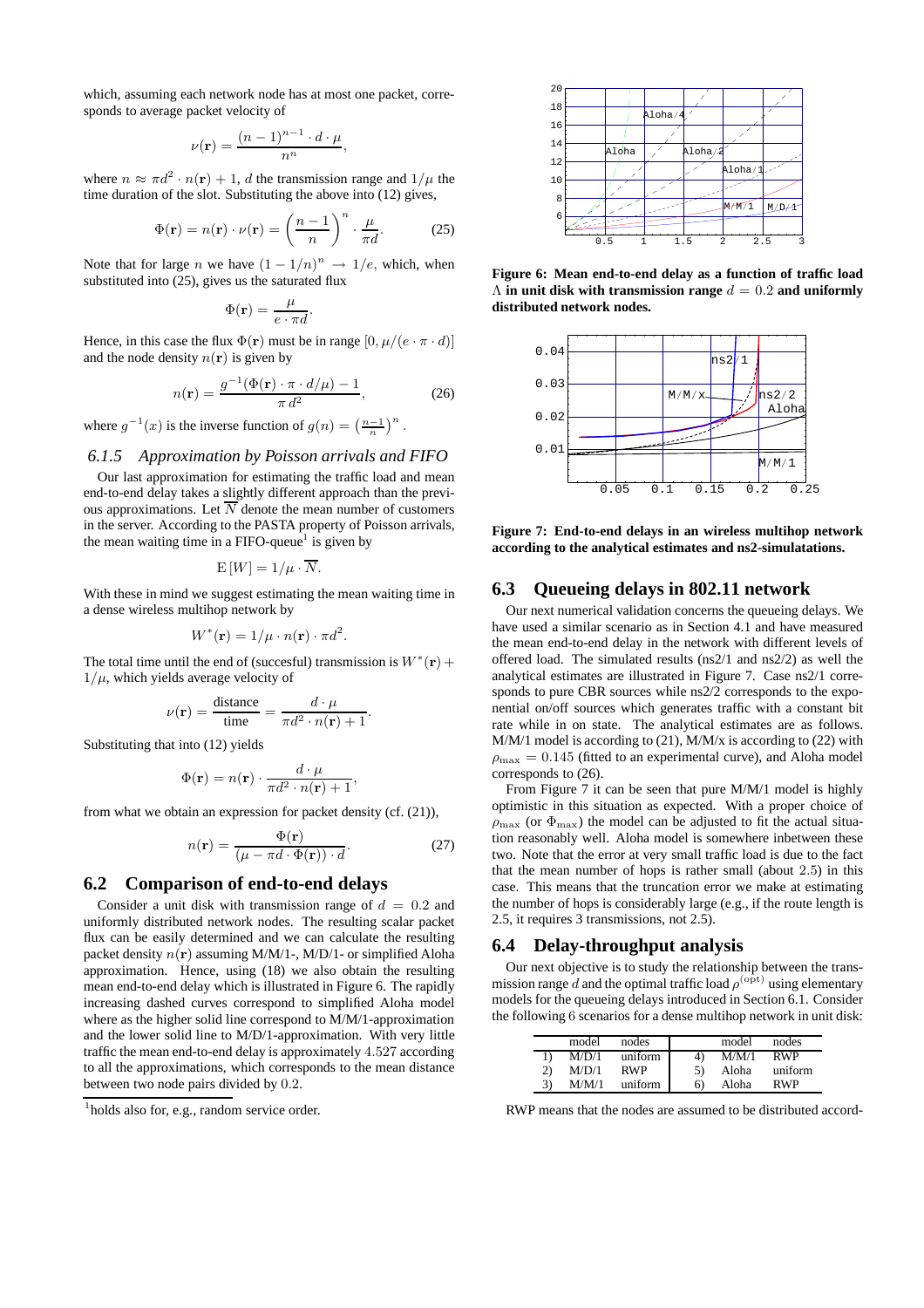which, assuming each network node has at most one packet, corresponds to average packet velocity of

$$\nu(\mathbf{r}) = \frac{(n-1)^{n-1} \cdot d \cdot \mu}{n^n},$$

where $n \approx \pi d^2 \cdot n(\mathbf{r}) + 1$, $d$ the transmission range and $1/\mu$ the time duration of the slot. Substituting the above into (12) gives,

$$\Phi(\mathbf{r}) = n(\mathbf{r}) \cdot \nu(\mathbf{r}) = \left(\frac{n-1}{n}\right)^n \cdot \frac{\mu}{\pi d}. \tag{25}$$

Note that for large $n$ we have $(1 - 1/n)^n \to 1/e$, which, when substituted into (25), gives us the saturated flux

$$\Phi(\mathbf{r}) = \frac{\mu}{e \cdot \pi d}.$$

Hence, in this case the flux $\Phi(\mathbf{r})$ must be in range $[0, \mu/(e \cdot \pi \cdot d)]$ and the node density $n(\mathbf{r})$ is given by

$$n(\mathbf{r}) = \frac{g^{-1}(\Phi(\mathbf{r}) \cdot \pi \cdot d/\mu) - 1}{\pi\, d^2}, \tag{26}$$

where $g^{-1}(x)$ is the inverse function of $g(n) = \left(\frac{n-1}{n}\right)^n$.

### 6.1.5 Approximation by Poisson arrivals and FIFO

Our last approximation for estimating the traffic load and mean end-to-end delay takes a slightly different approach than the previous approximations. Let $\overline{N}$ denote the mean number of customers in the server. According to the PASTA property of Poisson arrivals, the mean waiting time in a FIFO-queue[1] is given by

$$\mathrm{E}\,[W] = 1/\mu \cdot \overline{N}.$$

With these in mind we suggest estimating the mean waiting time in a dense wireless multihop network by

$$W^*(\mathbf{r}) = 1/\mu \cdot n(\mathbf{r}) \cdot \pi d^2.$$

The total time until the end of (succesful) transmission is $W^*(\mathbf{r}) + 1/\mu$, which yields average velocity of

$$\nu(\mathbf{r}) = \frac{\text{distance}}{\text{time}} = \frac{d \cdot \mu}{\pi d^2 \cdot n(\mathbf{r}) + 1}.$$

Substituting that into (12) yields

$$\Phi(\mathbf{r}) = n(\mathbf{r}) \cdot \frac{d \cdot \mu}{\pi d^2 \cdot n(\mathbf{r}) + 1},$$

from what we obtain an expression for packet density (cf. (21)),

$$n(\mathbf{r}) = \frac{\Phi(\mathbf{r})}{(\mu - \pi d \cdot \Phi(\mathbf{r})) \cdot d}. \tag{27}$$

## 6.2 Comparison of end-to-end delays

Consider a unit disk with transmission range of $d = 0.2$ and uniformly distributed network nodes. The resulting scalar packet flux can be easily determined and we can calculate the resulting packet density $n(\mathbf{r})$ assuming M/M/1-, M/D/1- or simplified Aloha approximation. Hence, using (18) we also obtain the resulting mean end-to-end delay which is illustrated in Figure 6. The rapidly increasing dashed curves correspond to simplified Aloha model where as the higher solid line correspond to M/M/1-approximation and the lower solid line to M/D/1-approximation. With very little traffic the mean end-to-end delay is approximately 4.527 according to all the approximations, which corresponds to the mean distance between two node pairs divided by 0.2.

[1] holds also for, e.g., random service order.

**Figure 6: Mean end-to-end delay as a function of traffic load $\Lambda$ in unit disk with transmission range $d = 0.2$ and uniformly distributed network nodes.**

**Figure 7: End-to-end delays in an wireless multihop network according to the analytical estimates and ns2-simulatations.**

## 6.3 Queueing delays in 802.11 network

Our next numerical validation concerns the queueing delays. We have used a similar scenario as in Section 4.1 and have measured the mean end-to-end delay in the network with different levels of offered load. The simulated results (ns2/1 and ns2/2) as well the analytical estimates are illustrated in Figure 7. Case ns2/1 corresponds to pure CBR sources while ns2/2 corresponds to the exponential on/off sources which generates traffic with a constant bit rate while in on state. The analytical estimates are as follows. M/M/1 model is according to (21), M/M/x is according to (22) with $\rho_{\max} = 0.145$ (fitted to an experimental curve), and Aloha model corresponds to (26).

From Figure 7 it can be seen that pure M/M/1 model is highly optimistic in this situation as expected. With a proper choice of $\rho_{\max}$ (or $\Phi_{\max}$) the model can be adjusted to fit the actual situation reasonably well. Aloha model is somewhere inbetween these two. Note that the error at very small traffic load is due to the fact that the mean number of hops is rather small (about 2.5) in this case. This means that the truncation error we make at estimating the number of hops is considerably large (e.g., if the route length is 2.5, it requires 3 transmissions, not 2.5).

## 6.4 Delay-throughput analysis

Our next objective is to study the relationship between the transmission range $d$ and the optimal traffic load $\rho^{(\text{opt})}$ using elementary models for the queueing delays introduced in Section 6.1. Consider the following 6 scenarios for a dense multihop network in unit disk:

| | model | nodes | | model | nodes |
|---|---|---|---|---|---|
| 1) | M/D/1 | uniform | 4) | M/M/1 | RWP |
| 2) | M/D/1 | RWP | 5) | Aloha | uniform |
| 3) | M/M/1 | uniform | 6) | Aloha | RWP |

RWP means that the nodes are assumed to be distributed accord-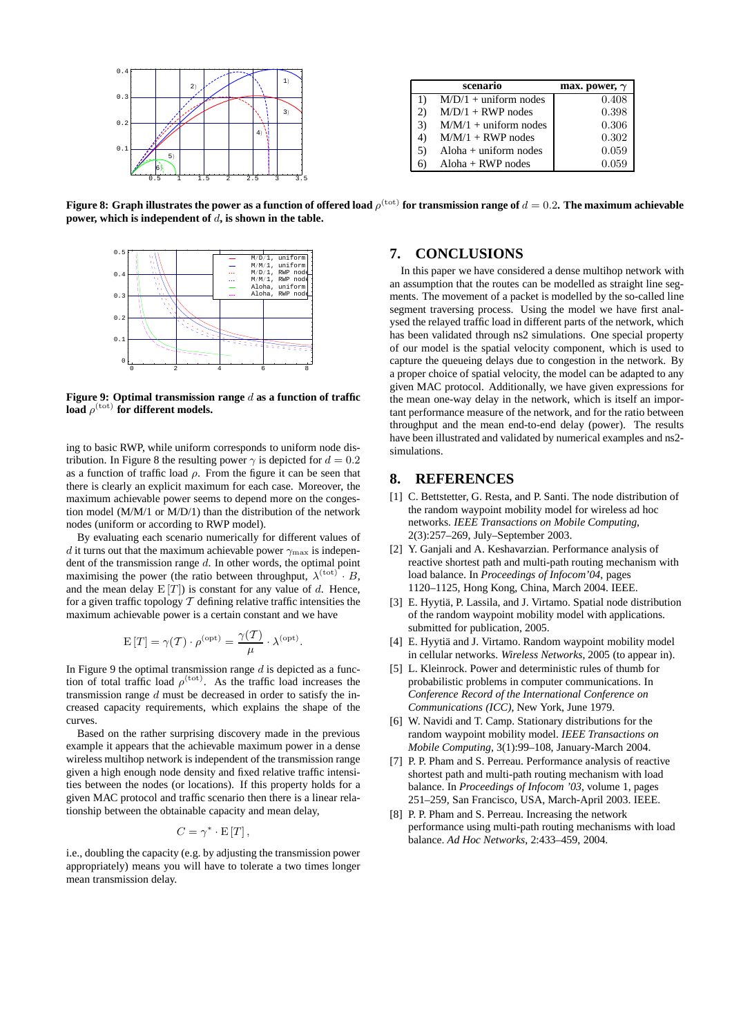0.4
0.3
0.2
0.1
0.5 1 1.5 2 2.5 3 3.5
1) 2) 3) 4) 5) 6)

| | scenario | max. power, $\gamma$ |
|---|---|---|
| 1) | M/D/1 + uniform nodes | 0.408 |
| 2) | M/D/1 + RWP nodes | 0.398 |
| 3) | M/M/1 + uniform nodes | 0.306 |
| 4) | M/M/1 + RWP nodes | 0.302 |
| 5) | Aloha + uniform nodes | 0.059 |
| 6) | Aloha + RWP nodes | 0.059 |

**Figure 8: Graph illustrates the power as a function of offered load $\rho^{(\mathrm{tot})}$ for transmission range of $d = 0.2$. The maximum achievable power, which is independent of $d$, is shown in the table.**

0.5
0.4
0.3
0.2
0.1
0
0 2 4 6 8
M/D/1, uniform
M/M/1, uniform
M/D/1, RWP node
M/M/1, RWP node
Aloha, uniform
Aloha, RWP node

**Figure 9: Optimal transmission range $d$ as a function of traffic load $\rho^{(\mathrm{tot})}$ for different models.**

ing to basic RWP, while uniform corresponds to uniform node distribution. In Figure 8 the resulting power $\gamma$ is depicted for $d = 0.2$ as a function of traffic load $\rho$. From the figure it can be seen that there is clearly an explicit maximum for each case. Moreover, the maximum achievable power seems to depend more on the congestion model (M/M/1 or M/D/1) than the distribution of the network nodes (uniform or according to RWP model).

By evaluating each scenario numerically for different values of $d$ it turns out that the maximum achievable power $\gamma_{\max}$ is independent of the transmission range $d$. In other words, the optimal point maximising the power (the ratio between throughput, $\lambda^{(\mathrm{tot})} \cdot B$, and the mean delay $\mathrm{E}[T]$) is constant for any value of $d$. Hence, for a given traffic topology $\mathcal{T}$ defining relative traffic intensities the maximum achievable power is a certain constant and we have

$$\mathrm{E}[T] = \gamma(\mathcal{T}) \cdot \rho^{(\mathrm{opt})} = \frac{\gamma(\mathcal{T})}{\mu} \cdot \lambda^{(\mathrm{opt})}.$$

In Figure 9 the optimal transmission range $d$ is depicted as a function of total traffic load $\rho^{(\mathrm{tot})}$. As the traffic load increases the transmission range $d$ must be decreased in order to satisfy the increased capacity requirements, which explains the shape of the curves.

Based on the rather surprising discovery made in the previous example it appears that the achievable maximum power in a dense wireless multihop network is independent of the transmission range given a high enough node density and fixed relative traffic intensities between the nodes (or locations). If this property holds for a given MAC protocol and traffic scenario then there is a linear relationship between the obtainable capacity and mean delay,

$$C = \gamma^* \cdot \mathrm{E}[T],$$

i.e., doubling the capacity (e.g. by adjusting the transmission power appropriately) means you will have to tolerate a two times longer mean transmission delay.

## 7. CONCLUSIONS

In this paper we have considered a dense multihop network with an assumption that the routes can be modelled as straight line segments. The movement of a packet is modelled by the so-called line segment traversing process. Using the model we have first analysed the relayed traffic load in different parts of the network, which has been validated through ns2 simulations. One special property of our model is the spatial velocity component, which is used to capture the queueing delays due to congestion in the network. By a proper choice of spatial velocity, the model can be adapted to any given MAC protocol. Additionally, we have given expressions for the mean one-way delay in the network, which is itself an important performance measure of the network, and for the ratio between throughput and the mean end-to-end delay (power). The results have been illustrated and validated by numerical examples and ns2-simulations.

## 8. REFERENCES

[1] C. Bettstetter, G. Resta, and P. Santi. The node distribution of the random waypoint mobility model for wireless ad hoc networks. *IEEE Transactions on Mobile Computing*, 2(3):257–269, July–September 2003.

[2] Y. Ganjali and A. Keshavarzian. Performance analysis of reactive shortest path and multi-path routing mechanism with load balance. In *Proceedings of Infocom'04*, pages 1120–1125, Hong Kong, China, March 2004. IEEE.

[3] E. Hyytiä, P. Lassila, and J. Virtamo. Spatial node distribution of the random waypoint mobility model with applications. submitted for publication, 2005.

[4] E. Hyytiä and J. Virtamo. Random waypoint mobility model in cellular networks. *Wireless Networks*, 2005 (to appear in).

[5] L. Kleinrock. Power and deterministic rules of thumb for probabilistic problems in computer communications. In *Conference Record of the International Conference on Communications (ICC)*, New York, June 1979.

[6] W. Navidi and T. Camp. Stationary distributions for the random waypoint mobility model. *IEEE Transactions on Mobile Computing*, 3(1):99–108, January-March 2004.

[7] P. P. Pham and S. Perreau. Performance analysis of reactive shortest path and multi-path routing mechanism with load balance. In *Proceedings of Infocom '03*, volume 1, pages 251–259, San Francisco, USA, March-April 2003. IEEE.

[8] P. P. Pham and S. Perreau. Increasing the network performance using multi-path routing mechanisms with load balance. *Ad Hoc Networks*, 2:433–459, 2004.